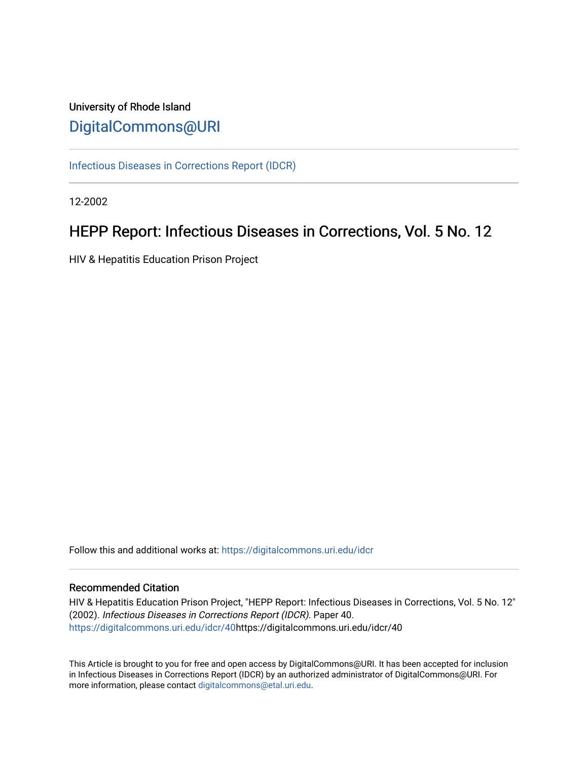University of Rhode Island

DigitalCommons@URI

Infectious Diseases in Corrections Report (IDCR)

12-2002

# HEPP Report: Infectious Diseases in Corrections, Vol. 5 No. 12

HIV & Hepatitis Education Prison Project

Follow this and additional works at: https://digitalcommons.uri.edu/idcr

## Recommended Citation

HIV & Hepatitis Education Prison Project, "HEPP Report: Infectious Diseases in Corrections, Vol. 5 No. 12" (2002). *Infectious Diseases in Corrections Report (IDCR).* Paper 40.
https://digitalcommons.uri.edu/idcr/40https://digitalcommons.uri.edu/idcr/40

This Article is brought to you for free and open access by DigitalCommons@URI. It has been accepted for inclusion in Infectious Diseases in Corrections Report (IDCR) by an authorized administrator of DigitalCommons@URI. For more information, please contact digitalcommons@etal.uri.edu.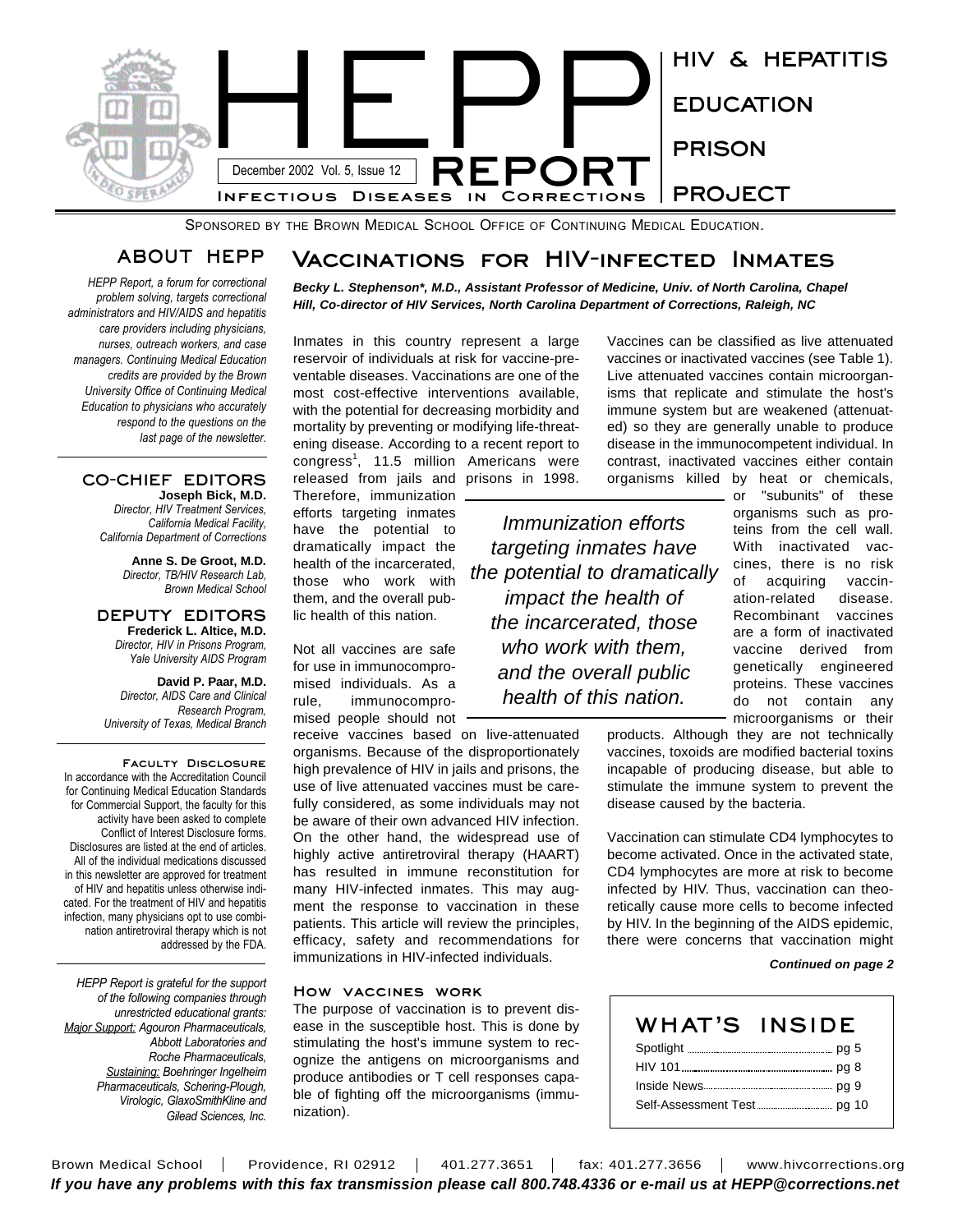# HEPP REPORT

December 2002 Vol. 5, Issue 12

INFECTIOUS DISEASES IN CORRECTIONS

HIV & HEPATITIS EDUCATION PRISON PROJECT

SPONSORED BY THE BROWN MEDICAL SCHOOL OFFICE OF CONTINUING MEDICAL EDUCATION.

## ABOUT HEPP

*HEPP Report, a forum for correctional problem solving, targets correctional administrators and HIV/AIDS and hepatitis care providers including physicians, nurses, outreach workers, and case managers. Continuing Medical Education credits are provided by the Brown University Office of Continuing Medical Education to physicians who accurately respond to the questions on the last page of the newsletter.*

### CO-CHIEF EDITORS

**Joseph Bick, M.D.**
*Director, HIV Treatment Services, California Medical Facility, California Department of Corrections*

**Anne S. De Groot, M.D.**
*Director, TB/HIV Research Lab, Brown Medical School*

### DEPUTY EDITORS

**Frederick L. Altice, M.D.**
*Director, HIV in Prisons Program, Yale University AIDS Program*

**David P. Paar, M.D.**
*Director, AIDS Care and Clinical Research Program, University of Texas, Medical Branch*

### Faculty Disclosure

In accordance with the Accreditation Council for Continuing Medical Education Standards for Commercial Support, the faculty for this activity have been asked to complete Conflict of Interest Disclosure forms. Disclosures are listed at the end of articles. All of the individual medications discussed in this newsletter are approved for treatment of HIV and hepatitis unless otherwise indicated. For the treatment of HIV and hepatitis infection, many physicians opt to use combination antiretroviral therapy which is not addressed by the FDA.

*HEPP Report is grateful for the support of the following companies through unrestricted educational grants: Major Support: Agouron Pharmaceuticals, Abbott Laboratories and Roche Pharmaceuticals, Sustaining: Boehringer Ingelheim Pharmaceuticals, Schering-Plough, Virologic, GlaxoSmithKline and Gilead Sciences, Inc.*

## Vaccinations for HIV-infected Inmates

***Becky L. Stephenson\*, M.D., Assistant Professor of Medicine, Univ. of North Carolina, Chapel Hill, Co-director of HIV Services, North Carolina Department of Corrections, Raleigh, NC***

Inmates in this country represent a large reservoir of individuals at risk for vaccine-preventable diseases. Vaccinations are one of the most cost-effective interventions available, with the potential for decreasing morbidity and mortality by preventing or modifying life-threatening disease. According to a recent report to congress[1], 11.5 million Americans were released from jails and prisons in 1998. Therefore, immunization efforts targeting inmates have the potential to dramatically impact the health of the incarcerated, those who work with them, and the overall public health of this nation.

*Immunization efforts targeting inmates have the potential to dramatically impact the health of the incarcerated, those who work with them, and the overall public health of this nation.*

Not all vaccines are safe for use in immunocompromised individuals. As a rule, immunocompromised people should not receive vaccines based on live-attenuated organisms. Because of the disproportionately high prevalence of HIV in jails and prisons, the use of live attenuated vaccines must be carefully considered, as some individuals may not be aware of their own advanced HIV infection. On the other hand, the widespread use of highly active antiretroviral therapy (HAART) has resulted in immune reconstitution for many HIV-infected inmates. This may augment the response to vaccination in these patients. This article will review the principles, efficacy, safety and recommendations for immunizations in HIV-infected individuals.

### How vaccines work

The purpose of vaccination is to prevent disease in the susceptible host. This is done by stimulating the host's immune system to recognize the antigens on microorganisms and produce antibodies or T cell responses capable of fighting off the microorganisms (immunization).

Vaccines can be classified as live attenuated vaccines or inactivated vaccines (see Table 1). Live attenuated vaccines contain microorganisms that replicate and stimulate the host's immune system but are weakened (attenuated) so they are generally unable to produce disease in the immunocompetent individual. In contrast, inactivated vaccines either contain organisms killed by heat or chemicals, or "subunits" of these organisms such as proteins from the cell wall. With inactivated vaccines, there is no risk of acquiring vaccination-related disease. Recombinant vaccines are a form of inactivated vaccine derived from genetically engineered proteins. These vaccines do not contain any microorganisms or their products. Although they are not technically vaccines, toxoids are modified bacterial toxins incapable of producing disease, but able to stimulate the immune system to prevent the disease caused by the bacteria.

Vaccination can stimulate CD4 lymphocytes to become activated. Once in the activated state, CD4 lymphocytes are more at risk to become infected by HIV. Thus, vaccination can theoretically cause more cells to become infected by HIV. In the beginning of the AIDS epidemic, there were concerns that vaccination might

***Continued on page 2***

## WHAT'S INSIDE

- Spotlight ........ pg 5
- HIV 101 ........ pg 8
- Inside News ........ pg 9
- Self-Assessment Test ........ pg 10

Brown Medical School | Providence, RI 02912 | 401.277.3651 | fax: 401.277.3656 | www.hivcorrections.org

***If you have any problems with this fax transmission please call 800.748.4336 or e-mail us at HEPP@corrections.net***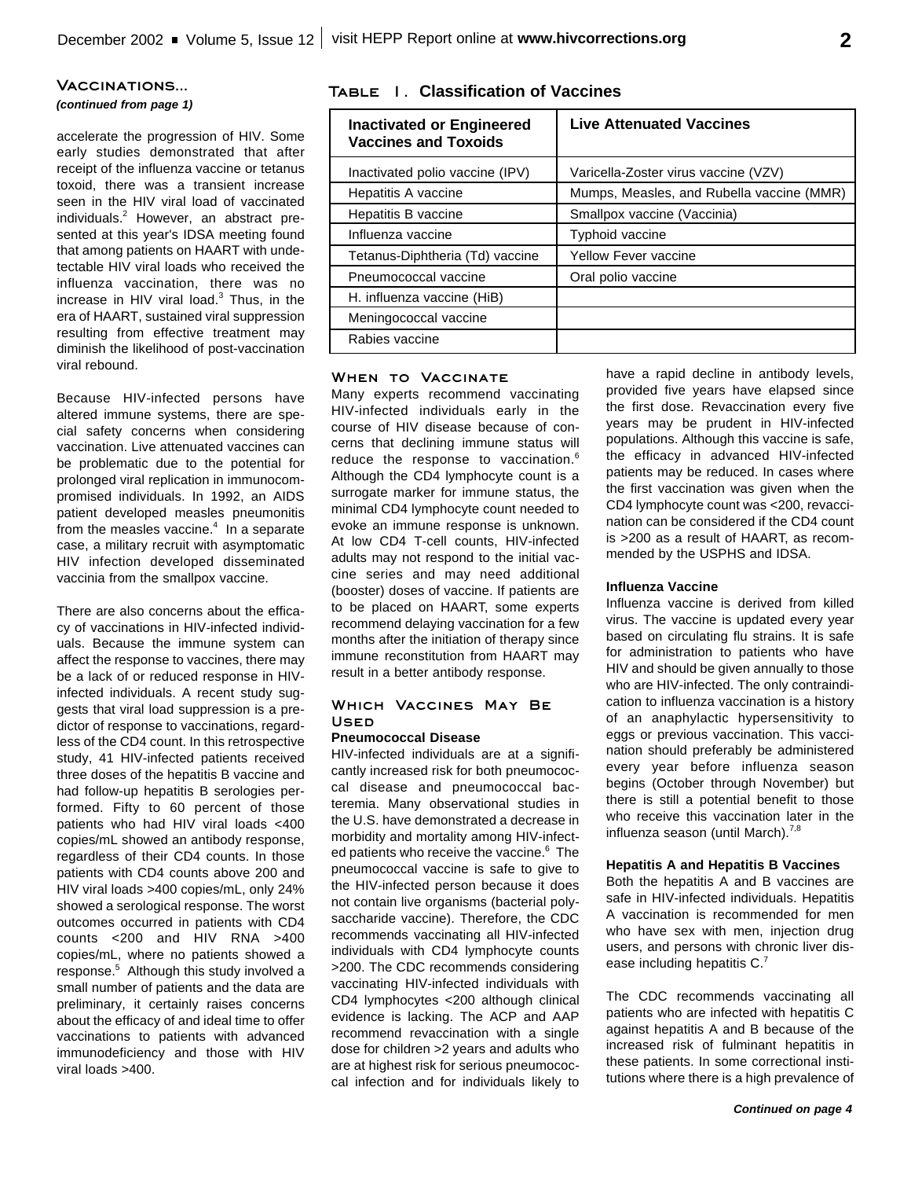## Vaccinations...

*(continued from page 1)*

accelerate the progression of HIV. Some early studies demonstrated that after receipt of the influenza vaccine or tetanus toxoid, there was a transient increase seen in the HIV viral load of vaccinated individuals.[2] However, an abstract presented at this year's IDSA meeting found that among patients on HAART with undetectable HIV viral loads who received the influenza vaccination, there was no increase in HIV viral load.[3] Thus, in the era of HAART, sustained viral suppression resulting from effective treatment may diminish the likelihood of post-vaccination viral rebound.

Because HIV-infected persons have altered immune systems, there are special safety concerns when considering vaccination. Live attenuated vaccines can be problematic due to the potential for prolonged viral replication in immunocompromised individuals. In 1992, an AIDS patient developed measles pneumonitis from the measles vaccine.[4] In a separate case, a military recruit with asymptomatic HIV infection developed disseminated vaccinia from the smallpox vaccine.

There are also concerns about the efficacy of vaccinations in HIV-infected individuals. Because the immune system can affect the response to vaccines, there may be a lack of or reduced response in HIV-infected individuals. A recent study suggests that viral load suppression is a predictor of response to vaccinations, regardless of the CD4 count. In this retrospective study, 41 HIV-infected patients received three doses of the hepatitis B vaccine and had follow-up hepatitis B serologies performed. Fifty to 60 percent of those patients who had HIV viral loads <400 copies/mL showed an antibody response, regardless of their CD4 counts. In those patients with CD4 counts above 200 and HIV viral loads >400 copies/mL, only 24% showed a serological response. The worst outcomes occurred in patients with CD4 counts <200 and HIV RNA >400 copies/mL, where no patients showed a response.[5] Although this study involved a small number of patients and the data are preliminary, it certainly raises concerns about the efficacy of and ideal time to offer vaccinations to patients with advanced immunodeficiency and those with HIV viral loads >400.

### Table 1. Classification of Vaccines

| Inactivated or Engineered Vaccines and Toxoids | Live Attenuated Vaccines |
|---|---|
| Inactivated polio vaccine (IPV) | Varicella-Zoster virus vaccine (VZV) |
| Hepatitis A vaccine | Mumps, Measles, and Rubella vaccine (MMR) |
| Hepatitis B vaccine | Smallpox vaccine (Vaccinia) |
| Influenza vaccine | Typhoid vaccine |
| Tetanus-Diphtheria (Td) vaccine | Yellow Fever vaccine |
| Pneumococcal vaccine | Oral polio vaccine |
| H. influenza vaccine (HiB) | |
| Meningococcal vaccine | |
| Rabies vaccine | |

## When to Vaccinate

Many experts recommend vaccinating HIV-infected individuals early in the course of HIV disease because of concerns that declining immune status will reduce the response to vaccination.[6] Although the CD4 lymphocyte count is a surrogate marker for immune status, the minimal CD4 lymphocyte count needed to evoke an immune response is unknown. At low CD4 T-cell counts, HIV-infected adults may not respond to the initial vaccine series and may need additional (booster) doses of vaccine. If patients are to be placed on HAART, some experts recommend delaying vaccination for a few months after the initiation of therapy since immune reconstitution from HAART may result in a better antibody response.

## Which Vaccines May Be Used

**Pneumococcal Disease**

HIV-infected individuals are at a significantly increased risk for both pneumococcal disease and pneumococcal bacteremia. Many observational studies in the U.S. have demonstrated a decrease in morbidity and mortality among HIV-infected patients who receive the vaccine.[6] The pneumococcal vaccine is safe to give to the HIV-infected person because it does not contain live organisms (bacterial polysaccharide vaccine). Therefore, the CDC recommends vaccinating all HIV-infected individuals with CD4 lymphocyte counts >200. The CDC recommends considering vaccinating HIV-infected individuals with CD4 lymphocytes <200 although clinical evidence is lacking. The ACP and AAP recommend revaccination with a single dose for children >2 years and adults who are at highest risk for serious pneumococcal infection and for individuals likely to have a rapid decline in antibody levels, provided five years have elapsed since the first dose. Revaccination every five years may be prudent in HIV-infected populations. Although this vaccine is safe, the efficacy in advanced HIV-infected patients may be reduced. In cases where the first vaccination was given when the CD4 lymphocyte count was <200, revaccination can be considered if the CD4 count is >200 as a result of HAART, as recommended by the USPHS and IDSA.

**Influenza Vaccine**

Influenza vaccine is derived from killed virus. The vaccine is updated every year based on circulating flu strains. It is safe for administration to patients who have HIV and should be given annually to those who are HIV-infected. The only contraindication to influenza vaccination is a history of an anaphylactic hypersensitivity to eggs or previous vaccination. This vaccination should preferably be administered every year before influenza season begins (October through November) but there is still a potential benefit to those who receive this vaccination later in the influenza season (until March).[7,8]

**Hepatitis A and Hepatitis B Vaccines**

Both the hepatitis A and B vaccines are safe in HIV-infected individuals. Hepatitis A vaccination is recommended for men who have sex with men, injection drug users, and persons with chronic liver disease including hepatitis C.[7]

The CDC recommends vaccinating all patients who are infected with hepatitis C against hepatitis A and B because of the increased risk of fulminant hepatitis in these patients. In some correctional institutions where there is a high prevalence of

*Continued on page 4*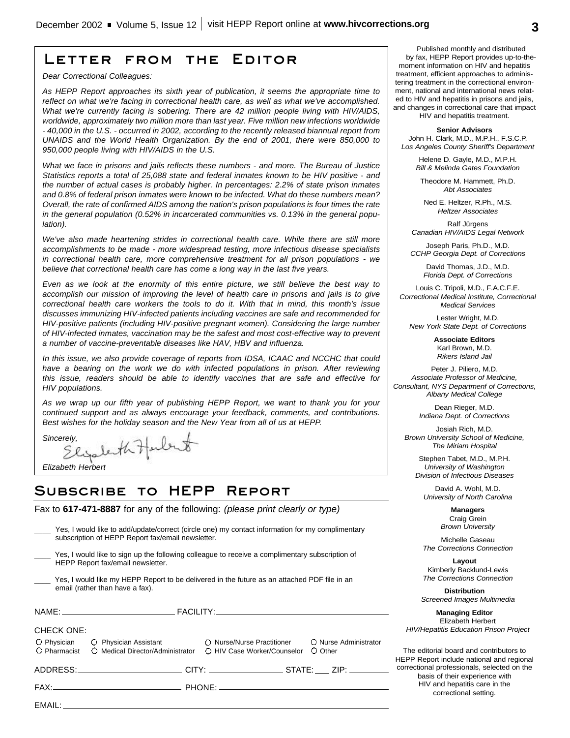# Letter from the Editor

*Dear Correctional Colleagues:*

*As HEPP Report approaches its sixth year of publication, it seems the appropriate time to reflect on what we're facing in correctional health care, as well as what we've accomplished. What we're currently facing is sobering. There are 42 million people living with HIV/AIDS, worldwide, approximately two million more than last year. Five million new infections worldwide - 40,000 in the U.S. - occurred in 2002, according to the recently released biannual report from UNAIDS and the World Health Organization. By the end of 2001, there were 850,000 to 950,000 people living with HIV/AIDS in the U.S.*

*What we face in prisons and jails reflects these numbers - and more. The Bureau of Justice Statistics reports a total of 25,088 state and federal inmates known to be HIV positive - and the number of actual cases is probably higher. In percentages: 2.2% of state prison inmates and 0.8% of federal prison inmates were known to be infected. What do these numbers mean? Overall, the rate of confirmed AIDS among the nation's prison populations is four times the rate in the general population (0.52% in incarcerated communities vs. 0.13% in the general population).*

*We've also made heartening strides in correctional health care. While there are still more accomplishments to be made - more widespread testing, more infectious disease specialists in correctional health care, more comprehensive treatment for all prison populations - we believe that correctional health care has come a long way in the last five years.*

*Even as we look at the enormity of this entire picture, we still believe the best way to accomplish our mission of improving the level of health care in prisons and jails is to give correctional health care workers the tools to do it. With that in mind, this month's issue discusses immunizing HIV-infected patients including vaccines are safe and recommended for HIV-positive patients (including HIV-positive pregnant women). Considering the large number of HIV-infected inmates, vaccination may be the safest and most cost-effective way to prevent a number of vaccine-preventable diseases like HAV, HBV and influenza.*

*In this issue, we also provide coverage of reports from IDSA, ICAAC and NCCHC that could have a bearing on the work we do with infected populations in prison. After reviewing this issue, readers should be able to identify vaccines that are safe and effective for HIV populations.*

*As we wrap up our fifth year of publishing HEPP Report, we want to thank you for your continued support and as always encourage your feedback, comments, and contributions. Best wishes for the holiday season and the New Year from all of us at HEPP.*

*Sincerely,*

*Elizabeth Herbert*

# Subscribe to HEPP Report

Fax to **617-471-8887** for any of the following: *(please print clearly or type)*

\_\_\_\_ Yes, I would like to add/update/correct (circle one) my contact information for my complimentary subscription of HEPP Report fax/email newsletter.

\_\_\_\_ Yes, I would like to sign up the following colleague to receive a complimentary subscription of HEPP Report fax/email newsletter.

\_\_\_\_ Yes, I would like my HEPP Report to be delivered in the future as an attached PDF file in an email (rather than have a fax).

NAME: \_\_\_\_\_\_\_\_\_\_\_\_\_\_\_\_\_\_\_\_ FACILITY: \_\_\_\_\_\_\_\_\_\_\_\_\_\_\_\_\_\_\_\_

CHECK ONE:

○ Physician ○ Physician Assistant ○ Nurse/Nurse Practitioner ○ Nurse Administrator
○ Pharmacist ○ Medical Director/Administrator ○ HIV Case Worker/Counselor ○ Other

ADDRESS: \_\_\_\_\_\_\_\_\_\_\_\_\_\_\_\_\_\_\_\_ CITY: \_\_\_\_\_\_\_\_\_\_\_\_ STATE: \_\_\_ ZIP: \_\_\_\_\_\_\_

FAX: \_\_\_\_\_\_\_\_\_\_\_\_\_\_\_\_\_\_\_\_ PHONE: \_\_\_\_\_\_\_\_\_\_\_\_\_\_\_\_\_\_\_\_

EMAIL: \_\_\_\_\_\_\_\_\_\_\_\_\_\_\_\_\_\_\_\_

Published monthly and distributed by fax, HEPP Report provides up-to-the-moment information on HIV and hepatitis treatment, efficient approaches to administering treatment in the correctional environment, national and international news related to HIV and hepatitis in prisons and jails, and changes in correctional care that impact HIV and hepatitis treatment.

**Senior Advisors**

John H. Clark, M.D., M.P.H., F.S.C.P.
*Los Angeles County Sheriff's Department*

Helene D. Gayle, M.D., M.P.H.
*Bill & Melinda Gates Foundation*

Theodore M. Hammett, Ph.D.
*Abt Associates*

Ned E. Heltzer, R.Ph., M.S.
*Heltzer Associates*

Ralf Jürgens
*Canadian HIV/AIDS Legal Network*

Joseph Paris, Ph.D., M.D.
*CCHP Georgia Dept. of Corrections*

David Thomas, J.D., M.D.
*Florida Dept. of Corrections*

Louis C. Tripoli, M.D., F.A.C.F.E.
*Correctional Medical Institute, Correctional Medical Services*

Lester Wright, M.D.
*New York State Dept. of Corrections*

**Associate Editors**

Karl Brown, M.D.
*Rikers Island Jail*

Peter J. Piliero, M.D.
*Associate Professor of Medicine, Consultant, NYS Departmenf of Corrections, Albany Medical College*

Dean Rieger, M.D.
*Indiana Dept. of Corrections*

Josiah Rich, M.D.
*Brown University School of Medicine, The Miriam Hospital*

Stephen Tabet, M.D., M.P.H.
*University of Washington Division of Infectious Diseases*

David A. Wohl, M.D.
*University of North Carolina*

**Managers**

Craig Grein
*Brown University*

Michelle Gaseau
*The Corrections Connection*

**Layout**

Kimberly Backlund-Lewis
*The Corrections Connection*

**Distribution**

*Screened Images Multimedia*

**Managing Editor**

Elizabeth Herbert
*HIV/Hepatitis Education Prison Project*

The editorial board and contributors to HEPP Report include national and regional correctional professionals, selected on the basis of their experience with HIV and hepatitis care in the correctional setting.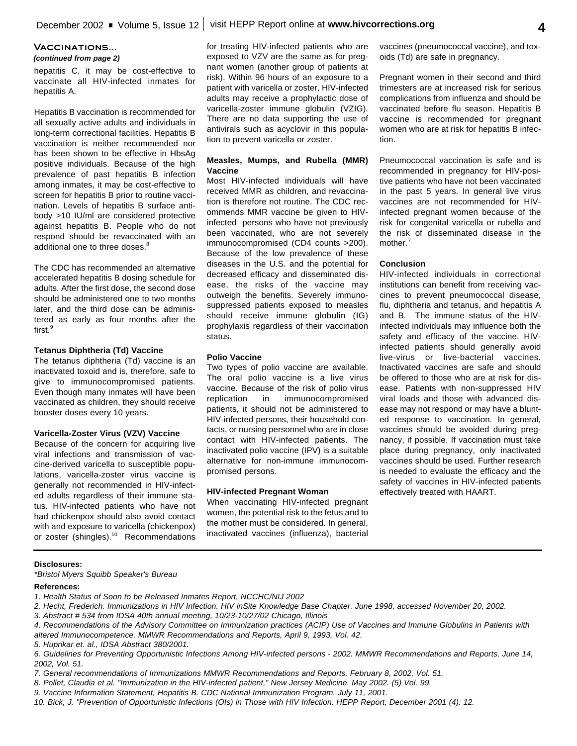## Vaccinations...

*(continued from page 2)*

hepatitis C, it may be cost-effective to vaccinate all HIV-infected inmates for hepatitis A.

Hepatitis B vaccination is recommended for all sexually active adults and individuals in long-term correctional facilities. Hepatitis B vaccination is neither recommended nor has been shown to be effective in HbsAg positive individuals. Because of the high prevalence of past hepatitis B infection among inmates, it may be cost-effective to screen for hepatitis B prior to routine vaccination. Levels of hepatitis B surface antibody >10 IU/ml are considered protective against hepatitis B. People who do not respond should be revaccinated with an additional one to three doses.[8]

The CDC has recommended an alternative accelerated hepatitis B dosing schedule for adults. After the first dose, the second dose should be administered one to two months later, and the third dose can be administered as early as four months after the first.[9]

**Tetanus Diphtheria (Td) Vaccine**

The tetanus diphtheria (Td) vaccine is an inactivated toxoid and is, therefore, safe to give to immunocompromised patients. Even though many inmates will have been vaccinated as children, they should receive booster doses every 10 years.

**Varicella-Zoster Virus (VZV) Vaccine**

Because of the concern for acquiring live viral infections and transmission of vaccine-derived varicella to susceptible populations, varicella-zoster virus vaccine is generally not recommended in HIV-infected adults regardless of their immune status. HIV-infected patients who have not had chickenpox should also avoid contact with and exposure to varicella (chickenpox) or zoster (shingles).[10] Recommendations for treating HIV-infected patients who are exposed to VZV are the same as for pregnant women (another group of patients at risk). Within 96 hours of an exposure to a patient with varicella or zoster, HIV-infected adults may receive a prophylactic dose of varicella-zoster immune globulin (VZIG). There are no data supporting the use of antivirals such as acyclovir in this population to prevent varicella or zoster.

**Measles, Mumps, and Rubella (MMR) Vaccine**

Most HIV-infected individuals will have received MMR as children, and revaccination is therefore not routine. The CDC recommends MMR vaccine be given to HIV-infected persons who have not previously been vaccinated, who are not severely immunocompromised (CD4 counts >200). Because of the low prevalence of these diseases in the U.S. and the potential for decreased efficacy and disseminated disease, the risks of the vaccine may outweigh the benefits. Severely immunosuppressed patients exposed to measles should receive immune globulin (IG) prophylaxis regardless of their vaccination status.

**Polio Vaccine**

Two types of polio vaccine are available. The oral polio vaccine is a live virus vaccine. Because of the risk of polio virus replication in immunocompromised patients, it should not be administered to HIV-infected persons, their household contacts, or nursing personnel who are in close contact with HIV-infected patients. The inactivated polio vaccine (IPV) is a suitable alternative for non-immune immunocompromised persons.

**HIV-infected Pregnant Woman**

When vaccinating HIV-infected pregnant women, the potential risk to the fetus and to the mother must be considered. In general, inactivated vaccines (influenza), bacterial vaccines (pneumococcal vaccine), and toxoids (Td) are safe in pregnancy.

Pregnant women in their second and third trimesters are at increased risk for serious complications from influenza and should be vaccinated before flu season. Hepatitis B vaccine is recommended for pregnant women who are at risk for hepatitis B infection.

Pneumococcal vaccination is safe and is recommended in pregnancy for HIV-positive patients who have not been vaccinated in the past 5 years. In general live virus vaccines are not recommended for HIV-infected pregnant women because of the risk for congenital varicella or rubella and the risk of disseminated disease in the mother.[7]

**Conclusion**

HIV-infected individuals in correctional institutions can benefit from receiving vaccines to prevent pneumococcal disease, flu, diphtheria and tetanus, and hepatitis A and B. The immune status of the HIV-infected individuals may influence both the safety and efficacy of the vaccine. HIV-infected patients should generally avoid live-virus or live-bacterial vaccines. Inactivated vaccines are safe and should be offered to those who are at risk for disease. Patients with non-suppressed HIV viral loads and those with advanced disease may not respond or may have a blunted response to vaccination. In general, vaccines should be avoided during pregnancy, if possible. If vaccination must take place during pregnancy, only inactivated vaccines should be used. Further research is needed to evaluate the efficacy and the safety of vaccines in HIV-infected patients effectively treated with HAART.

---

**Disclosures:**

*\*Bristol Myers Squibb Speaker's Bureau*

**References:**

1. *Health Status of Soon to be Released Inmates Report, NCCHC/NIJ 2002*
2. *Hecht, Frederich. Immunizations in HIV Infection. HIV inSite Knowledge Base Chapter. June 1998, accessed November 20, 2002.*
3. *Abstract # 534 from IDSA 40th annual meeting, 10/23-10/27/02 Chicago, Illinois*
4. *Recommendations of the Advisory Committee on Immunization practices (ACIP) Use of Vaccines and Immune Globulins in Patients with altered Immunocompetence. MMWR Recommendations and Reports, April 9, 1993, Vol. 42.*
5. *Huprikar et. al., IDSA Abstract 380/2001.*
6. *Guidelines for Preventing Opportunistic Infections Among HIV-infected persons - 2002. MMWR Recommendations and Reports, June 14, 2002, Vol. 51.*
7. *General recommendations of Immunizations MMWR Recommendations and Reports, February 8, 2002, Vol. 51.*
8. *Pollet, Claudia et al. "Immunization in the HIV-infected patient," New Jersey Medicine. May 2002. (5) Vol. 99.*
9. *Vaccine Information Statement, Hepatitis B. CDC National Immunization Program. July 11, 2001.*
10. *Bick, J. "Prevention of Opportunistic Infections (OIs) in Those with HIV Infection. HEPP Report, December 2001 (4): 12.*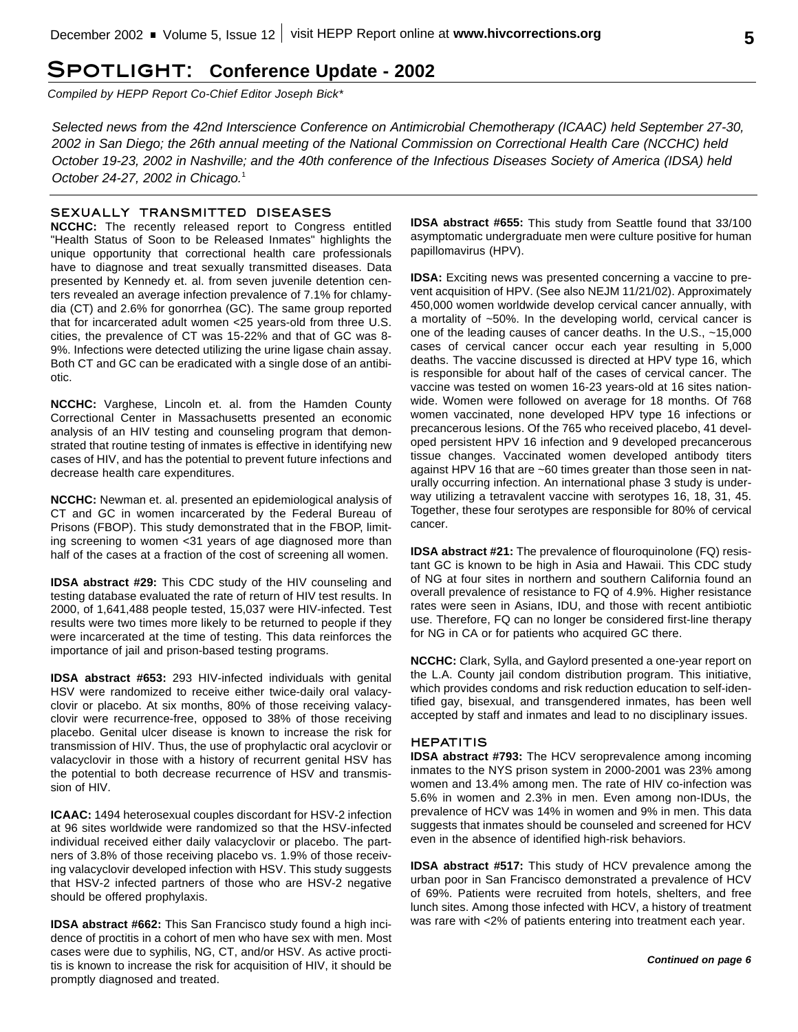# SPOTLIGHT: Conference Update - 2002

*Compiled by HEPP Report Co-Chief Editor Joseph Bick**

*Selected news from the 42nd Interscience Conference on Antimicrobial Chemotherapy (ICAAC) held September 27-30, 2002 in San Diego; the 26th annual meeting of the National Commission on Correctional Health Care (NCCHC) held October 19-23, 2002 in Nashville; and the 40th conference of the Infectious Diseases Society of America (IDSA) held October 24-27, 2002 in Chicago.*[1]

## SEXUALLY TRANSMITTED DISEASES

**NCCHC:** The recently released report to Congress entitled "Health Status of Soon to be Released Inmates" highlights the unique opportunity that correctional health care professionals have to diagnose and treat sexually transmitted diseases. Data presented by Kennedy et. al. from seven juvenile detention centers revealed an average infection prevalence of 7.1% for chlamydia (CT) and 2.6% for gonorrhea (GC). The same group reported that for incarcerated adult women <25 years-old from three U.S. cities, the prevalence of CT was 15-22% and that of GC was 8-9%. Infections were detected utilizing the urine ligase chain assay. Both CT and GC can be eradicated with a single dose of an antibiotic.

**NCCHC:** Varghese, Lincoln et. al. from the Hamden County Correctional Center in Massachusetts presented an economic analysis of an HIV testing and counseling program that demonstrated that routine testing of inmates is effective in identifying new cases of HIV, and has the potential to prevent future infections and decrease health care expenditures.

**NCCHC:** Newman et. al. presented an epidemiological analysis of CT and GC in women incarcerated by the Federal Bureau of Prisons (FBOP). This study demonstrated that in the FBOP, limiting screening to women <31 years of age diagnosed more than half of the cases at a fraction of the cost of screening all women.

**IDSA abstract #29:** This CDC study of the HIV counseling and testing database evaluated the rate of return of HIV test results. In 2000, of 1,641,488 people tested, 15,037 were HIV-infected. Test results were two times more likely to be returned to people if they were incarcerated at the time of testing. This data reinforces the importance of jail and prison-based testing programs.

**IDSA abstract #653:** 293 HIV-infected individuals with genital HSV were randomized to receive either twice-daily oral valacyclovir or placebo. At six months, 80% of those receiving valacyclovir were recurrence-free, opposed to 38% of those receiving placebo. Genital ulcer disease is known to increase the risk for transmission of HIV. Thus, the use of prophylactic oral acyclovir or valacyclovir in those with a history of recurrent genital HSV has the potential to both decrease recurrence of HSV and transmission of HIV.

**ICAAC:** 1494 heterosexual couples discordant for HSV-2 infection at 96 sites worldwide were randomized so that the HSV-infected individual received either daily valacyclovir or placebo. The partners of 3.8% of those receiving placebo vs. 1.9% of those receiving valacyclovir developed infection with HSV. This study suggests that HSV-2 infected partners of those who are HSV-2 negative should be offered prophylaxis.

**IDSA abstract #662:** This San Francisco study found a high incidence of proctitis in a cohort of men who have sex with men. Most cases were due to syphilis, NG, CT, and/or HSV. As active proctitis is known to increase the risk for acquisition of HIV, it should be promptly diagnosed and treated.

**IDSA abstract #655:** This study from Seattle found that 33/100 asymptomatic undergraduate men were culture positive for human papillomavirus (HPV).

**IDSA:** Exciting news was presented concerning a vaccine to prevent acquisition of HPV. (See also NEJM 11/21/02). Approximately 450,000 women worldwide develop cervical cancer annually, with a mortality of ~50%. In the developing world, cervical cancer is one of the leading causes of cancer deaths. In the U.S., ~15,000 cases of cervical cancer occur each year resulting in 5,000 deaths. The vaccine discussed is directed at HPV type 16, which is responsible for about half of the cases of cervical cancer. The vaccine was tested on women 16-23 years-old at 16 sites nationwide. Women were followed on average for 18 months. Of 768 women vaccinated, none developed HPV type 16 infections or precancerous lesions. Of the 765 who received placebo, 41 developed persistent HPV 16 infection and 9 developed precancerous tissue changes. Vaccinated women developed antibody titers against HPV 16 that are ~60 times greater than those seen in naturally occurring infection. An international phase 3 study is underway utilizing a tetravalent vaccine with serotypes 16, 18, 31, 45. Together, these four serotypes are responsible for 80% of cervical cancer.

**IDSA abstract #21:** The prevalence of flouroquinolone (FQ) resistant GC is known to be high in Asia and Hawaii. This CDC study of NG at four sites in northern and southern California found an overall prevalence of resistance to FQ of 4.9%. Higher resistance rates were seen in Asians, IDU, and those with recent antibiotic use. Therefore, FQ can no longer be considered first-line therapy for NG in CA or for patients who acquired GC there.

**NCCHC:** Clark, Sylla, and Gaylord presented a one-year report on the L.A. County jail condom distribution program. This initiative, which provides condoms and risk reduction education to self-identified gay, bisexual, and transgendered inmates, has been well accepted by staff and inmates and lead to no disciplinary issues.

## HEPATITIS

**IDSA abstract #793:** The HCV seroprevalence among incoming inmates to the NYS prison system in 2000-2001 was 23% among women and 13.4% among men. The rate of HIV co-infection was 5.6% in women and 2.3% in men. Even among non-IDUs, the prevalence of HCV was 14% in women and 9% in men. This data suggests that inmates should be counseled and screened for HCV even in the absence of identified high-risk behaviors.

**IDSA abstract #517:** This study of HCV prevalence among the urban poor in San Francisco demonstrated a prevalence of HCV of 69%. Patients were recruited from hotels, shelters, and free lunch sites. Among those infected with HCV, a history of treatment was rare with <2% of patients entering into treatment each year.

***Continued on page 6***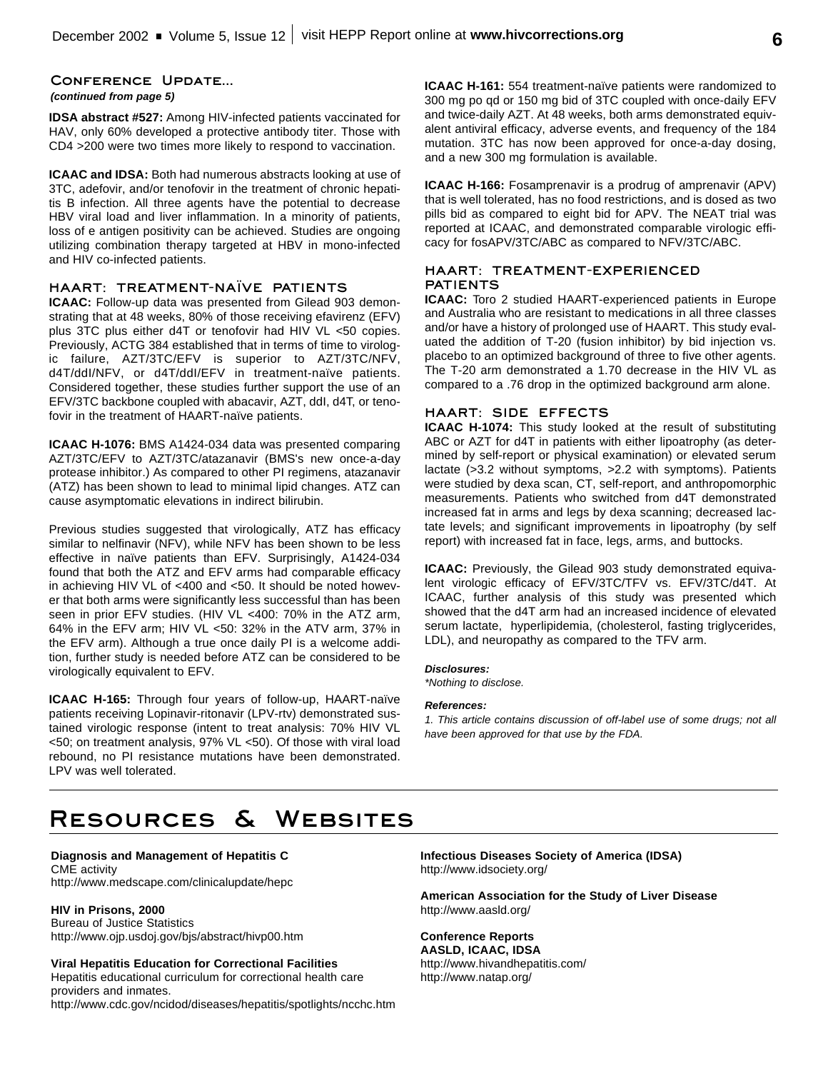## Conference Update...

***(continued from page 5)***

**IDSA abstract #527:** Among HIV-infected patients vaccinated for HAV, only 60% developed a protective antibody titer. Those with CD4 >200 were two times more likely to respond to vaccination.

**ICAAC and IDSA:** Both had numerous abstracts looking at use of 3TC, adefovir, and/or tenofovir in the treatment of chronic hepatitis B infection. All three agents have the potential to decrease HBV viral load and liver inflammation. In a minority of patients, loss of e antigen positivity can be achieved. Studies are ongoing utilizing combination therapy targeted at HBV in mono-infected and HIV co-infected patients.

### HAART: Treatment-Naïve Patients

**ICAAC:** Follow-up data was presented from Gilead 903 demonstrating that at 48 weeks, 80% of those receiving efavirenz (EFV) plus 3TC plus either d4T or tenofovir had HIV VL <50 copies. Previously, ACTG 384 established that in terms of time to virologic failure, AZT/3TC/EFV is superior to AZT/3TC/NFV, d4T/ddI/NFV, or d4T/ddI/EFV in treatment-naïve patients. Considered together, these studies further support the use of an EFV/3TC backbone coupled with abacavir, AZT, ddI, d4T, or tenofovir in the treatment of HAART-naïve patients.

**ICAAC H-1076:** BMS A1424-034 data was presented comparing AZT/3TC/EFV to AZT/3TC/atazanavir (BMS's new once-a-day protease inhibitor.) As compared to other PI regimens, atazanavir (ATZ) has been shown to lead to minimal lipid changes. ATZ can cause asymptomatic elevations in indirect bilirubin.

Previous studies suggested that virologically, ATZ has efficacy similar to nelfinavir (NFV), while NFV has been shown to be less effective in naïve patients than EFV. Surprisingly, A1424-034 found that both the ATZ and EFV arms had comparable efficacy in achieving HIV VL of <400 and <50. It should be noted however that both arms were significantly less successful than has been seen in prior EFV studies. (HIV VL <400: 70% in the ATZ arm, 64% in the EFV arm; HIV VL <50: 32% in the ATV arm, 37% in the EFV arm). Although a true once daily PI is a welcome addition, further study is needed before ATZ can be considered to be virologically equivalent to EFV.

**ICAAC H-165:** Through four years of follow-up, HAART-naïve patients receiving Lopinavir-ritonavir (LPV-rtv) demonstrated sustained virologic response (intent to treat analysis: 70% HIV VL <50; on treatment analysis, 97% VL <50). Of those with viral load rebound, no PI resistance mutations have been demonstrated. LPV was well tolerated.

**ICAAC H-161:** 554 treatment-naïve patients were randomized to 300 mg po qd or 150 mg bid of 3TC coupled with once-daily EFV and twice-daily AZT. At 48 weeks, both arms demonstrated equivalent antiviral efficacy, adverse events, and frequency of the 184 mutation. 3TC has now been approved for once-a-day dosing, and a new 300 mg formulation is available.

**ICAAC H-166:** Fosamprenavir is a prodrug of amprenavir (APV) that is well tolerated, has no food restrictions, and is dosed as two pills bid as compared to eight bid for APV. The NEAT trial was reported at ICAAC, and demonstrated comparable virologic efficacy for fosAPV/3TC/ABC as compared to NFV/3TC/ABC.

### HAART: Treatment-Experienced Patients

**ICAAC:** Toro 2 studied HAART-experienced patients in Europe and Australia who are resistant to medications in all three classes and/or have a history of prolonged use of HAART. This study evaluated the addition of T-20 (fusion inhibitor) by bid injection vs. placebo to an optimized background of three to five other agents. The T-20 arm demonstrated a 1.70 decrease in the HIV VL as compared to a .76 drop in the optimized background arm alone.

### HAART: Side Effects

**ICAAC H-1074:** This study looked at the result of substituting ABC or AZT for d4T in patients with either lipoatrophy (as determined by self-report or physical examination) or elevated serum lactate (>3.2 without symptoms, >2.2 with symptoms). Patients were studied by dexa scan, CT, self-report, and anthropomorphic measurements. Patients who switched from d4T demonstrated increased fat in arms and legs by dexa scanning; decreased lactate levels; and significant improvements in lipoatrophy (by self report) with increased fat in face, legs, arms, and buttocks.

**ICAAC:** Previously, the Gilead 903 study demonstrated equivalent virologic efficacy of EFV/3TC/TFV vs. EFV/3TC/d4T. At ICAAC, further analysis of this study was presented which showed that the d4T arm had an increased incidence of elevated serum lactate, hyperlipidemia, (cholesterol, fasting triglycerides, LDL), and neuropathy as compared to the TFV arm.

***Disclosures:***

*\*Nothing to disclose.*

***References:***

*1. This article contains discussion of off-label use of some drugs; not all have been approved for that use by the FDA.*

## Resources & Websites

**Diagnosis and Management of Hepatitis C**
CME activity
http://www.medscape.com/clinicalupdate/hepc

**HIV in Prisons, 2000**
Bureau of Justice Statistics
http://www.ojp.usdoj.gov/bjs/abstract/hivp00.htm

**Viral Hepatitis Education for Correctional Facilities**
Hepatitis educational curriculum for correctional health care providers and inmates.
http://www.cdc.gov/ncidod/diseases/hepatitis/spotlights/ncchc.htm

**Infectious Diseases Society of America (IDSA)**
http://www.idsociety.org/

**American Association for the Study of Liver Disease**
http://www.aasld.org/

**Conference Reports**
**AASLD, ICAAC, IDSA**
http://www.hivandhepatitis.com/
http://www.natap.org/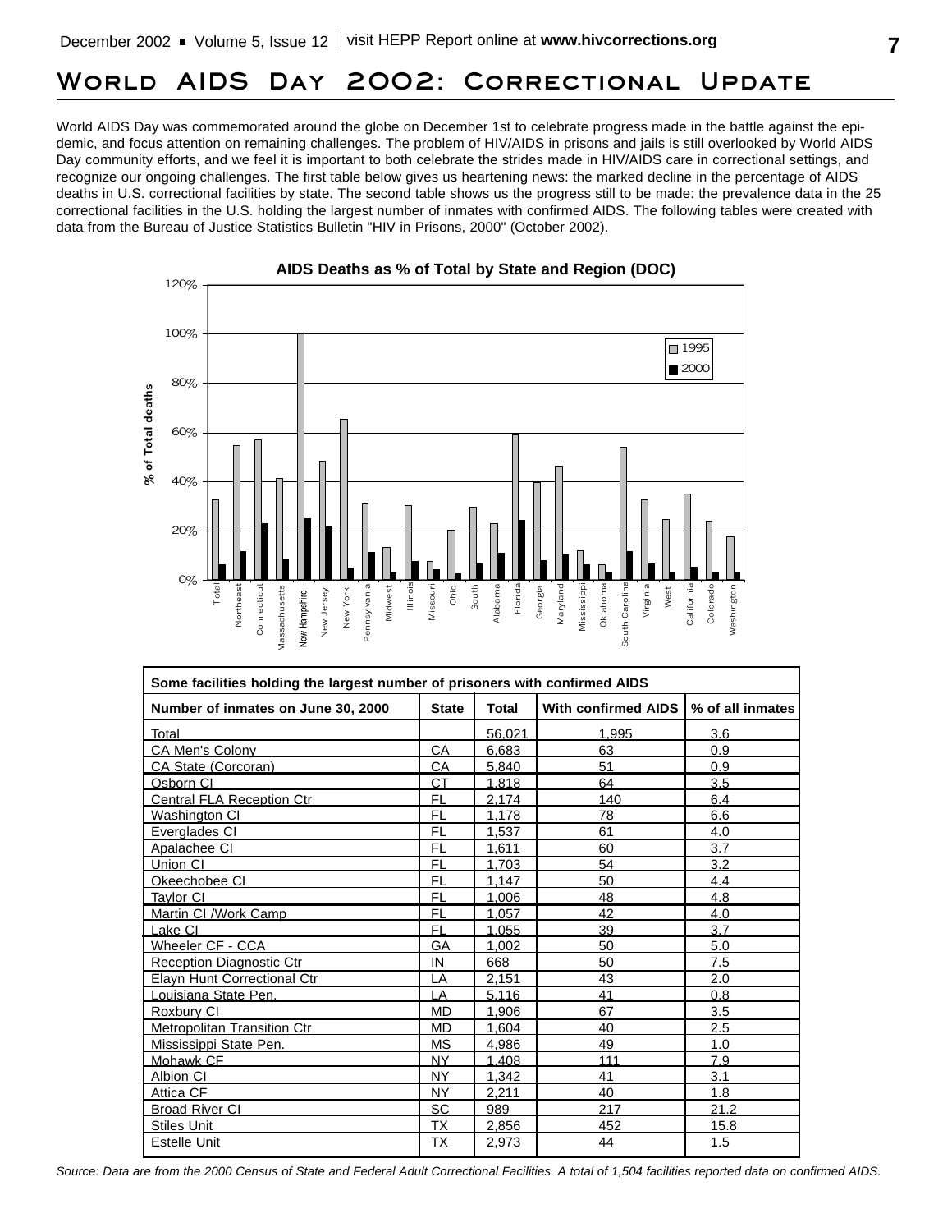# World AIDS Day 2002: Correctional Update

World AIDS Day was commemorated around the globe on December 1st to celebrate progress made in the battle against the epidemic, and focus attention on remaining challenges. The problem of HIV/AIDS in prisons and jails is still overlooked by World AIDS Day community efforts, and we feel it is important to both celebrate the strides made in HIV/AIDS care in correctional settings, and recognize our ongoing challenges. The first table below gives us heartening news: the marked decline in the percentage of AIDS deaths in U.S. correctional facilities by state. The second table shows us the progress still to be made: the prevalence data in the 25 correctional facilities in the U.S. holding the largest number of inmates with confirmed AIDS. The following tables were created with data from the Bureau of Justice Statistics Bulletin "HIV in Prisons, 2000" (October 2002).

**AIDS Deaths as % of Total by State and Region (DOC)**

| Some facilities holding the largest number of prisoners with confirmed AIDS | | | | |
|---|---|---|---|---|
| Number of inmates on June 30, 2000 | State | Total | With confirmed AIDS | % of all inmates |
| Total | | 56,021 | 1,995 | 3.6 |
| CA Men's Colony | CA | 6,683 | 63 | 0.9 |
| CA State (Corcoran) | CA | 5,840 | 51 | 0.9 |
| Osborn CI | CT | 1,818 | 64 | 3.5 |
| Central FLA Reception Ctr | FL | 2,174 | 140 | 6.4 |
| Washington CI | FL | 1,178 | 78 | 6.6 |
| Everglades CI | FL | 1,537 | 61 | 4.0 |
| Apalachee CI | FL | 1,611 | 60 | 3.7 |
| Union CI | FL | 1,703 | 54 | 3.2 |
| Okeechobee CI | FL | 1,147 | 50 | 4.4 |
| Taylor CI | FL | 1,006 | 48 | 4.8 |
| Martin CI /Work Camp | FL | 1,057 | 42 | 4.0 |
| Lake CI | FL | 1,055 | 39 | 3.7 |
| Wheeler CF - CCA | GA | 1,002 | 50 | 5.0 |
| Reception Diagnostic Ctr | IN | 668 | 50 | 7.5 |
| Elayn Hunt Correctional Ctr | LA | 2,151 | 43 | 2.0 |
| Louisiana State Pen. | LA | 5,116 | 41 | 0.8 |
| Roxbury CI | MD | 1,906 | 67 | 3.5 |
| Metropolitan Transition Ctr | MD | 1,604 | 40 | 2.5 |
| Mississippi State Pen. | MS | 4,986 | 49 | 1.0 |
| Mohawk CF | NY | 1,408 | 111 | 7.9 |
| Albion CI | NY | 1,342 | 41 | 3.1 |
| Attica CF | NY | 2,211 | 40 | 1.8 |
| Broad River CI | SC | 989 | 217 | 21.2 |
| Stiles Unit | TX | 2,856 | 452 | 15.8 |
| Estelle Unit | TX | 2,973 | 44 | 1.5 |

*Source: Data are from the 2000 Census of State and Federal Adult Correctional Facilities. A total of 1,504 facilities reported data on confirmed AIDS.*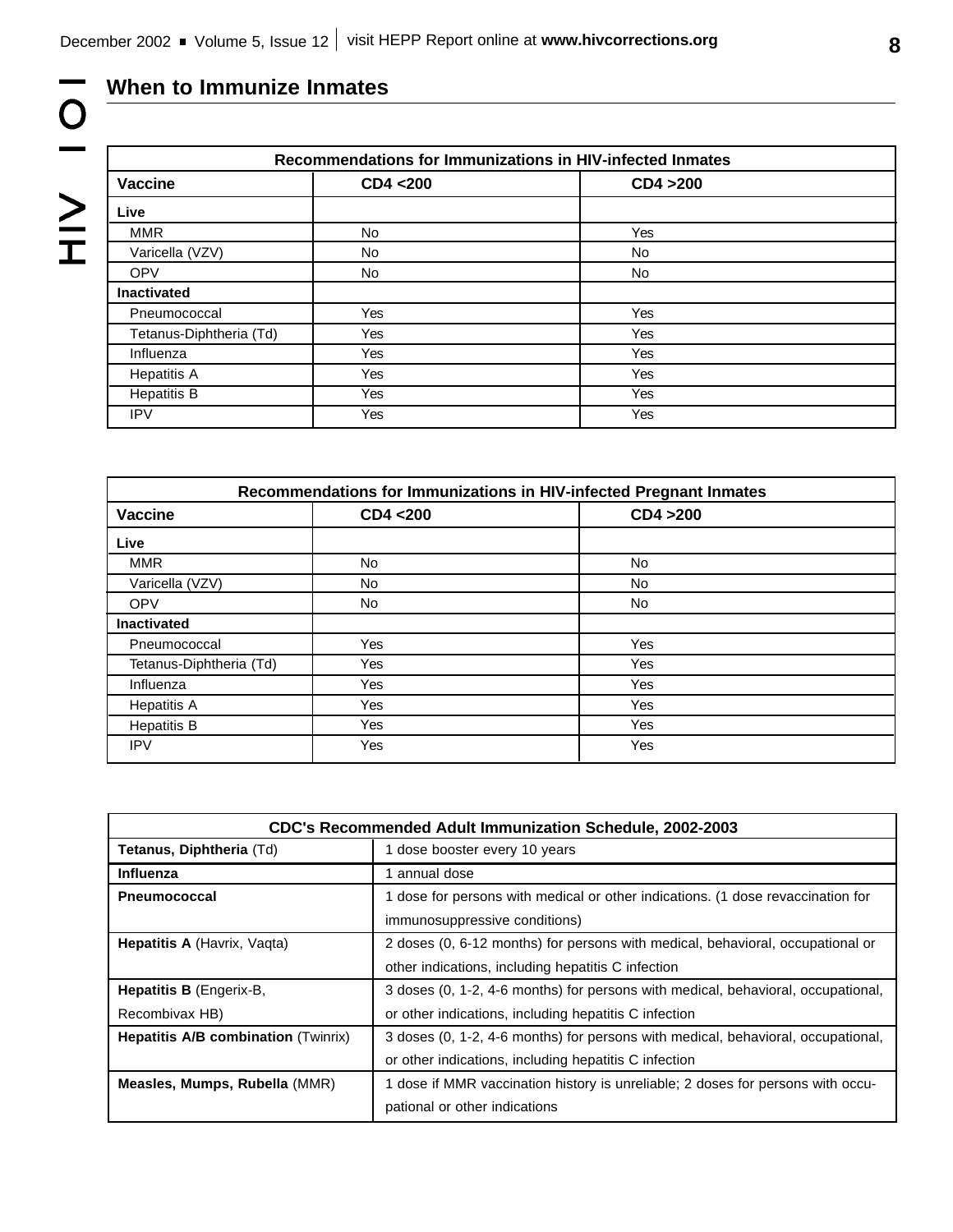## When to Immunize Inmates

| Recommendations for Immunizations in HIV-infected Inmates | | |
|---|---|---|
| **Vaccine** | **CD4 <200** | **CD4 >200** |
| **Live** | | |
| MMR | No | Yes |
| Varicella (VZV) | No | No |
| OPV | No | No |
| **Inactivated** | | |
| Pneumococcal | Yes | Yes |
| Tetanus-Diphtheria (Td) | Yes | Yes |
| Influenza | Yes | Yes |
| Hepatitis A | Yes | Yes |
| Hepatitis B | Yes | Yes |
| IPV | Yes | Yes |

| Recommendations for Immunizations in HIV-infected Pregnant Inmates | | |
|---|---|---|
| **Vaccine** | **CD4 <200** | **CD4 >200** |
| **Live** | | |
| MMR | No | No |
| Varicella (VZV) | No | No |
| OPV | No | No |
| **Inactivated** | | |
| Pneumococcal | Yes | Yes |
| Tetanus-Diphtheria (Td) | Yes | Yes |
| Influenza | Yes | Yes |
| Hepatitis A | Yes | Yes |
| Hepatitis B | Yes | Yes |
| IPV | Yes | Yes |

| CDC's Recommended Adult Immunization Schedule, 2002-2003 | |
|---|---|
| **Tetanus, Diphtheria** (Td) | 1 dose booster every 10 years |
| **Influenza** | 1 annual dose |
| **Pneumococcal** | 1 dose for persons with medical or other indications. (1 dose revaccination for immunosuppressive conditions) |
| **Hepatitis A** (Havrix, Vaqta) | 2 doses (0, 6-12 months) for persons with medical, behavioral, occupational or other indications, including hepatitis C infection |
| **Hepatitis B** (Engerix-B, Recombivax HB) | 3 doses (0, 1-2, 4-6 months) for persons with medical, behavioral, occupational, or other indications, including hepatitis C infection |
| **Hepatitis A/B combination** (Twinrix) | 3 doses (0, 1-2, 4-6 months) for persons with medical, behavioral, occupational, or other indications, including hepatitis C infection |
| **Measles, Mumps, Rubella** (MMR) | 1 dose if MMR vaccination history is unreliable; 2 doses for persons with occupational or other indications |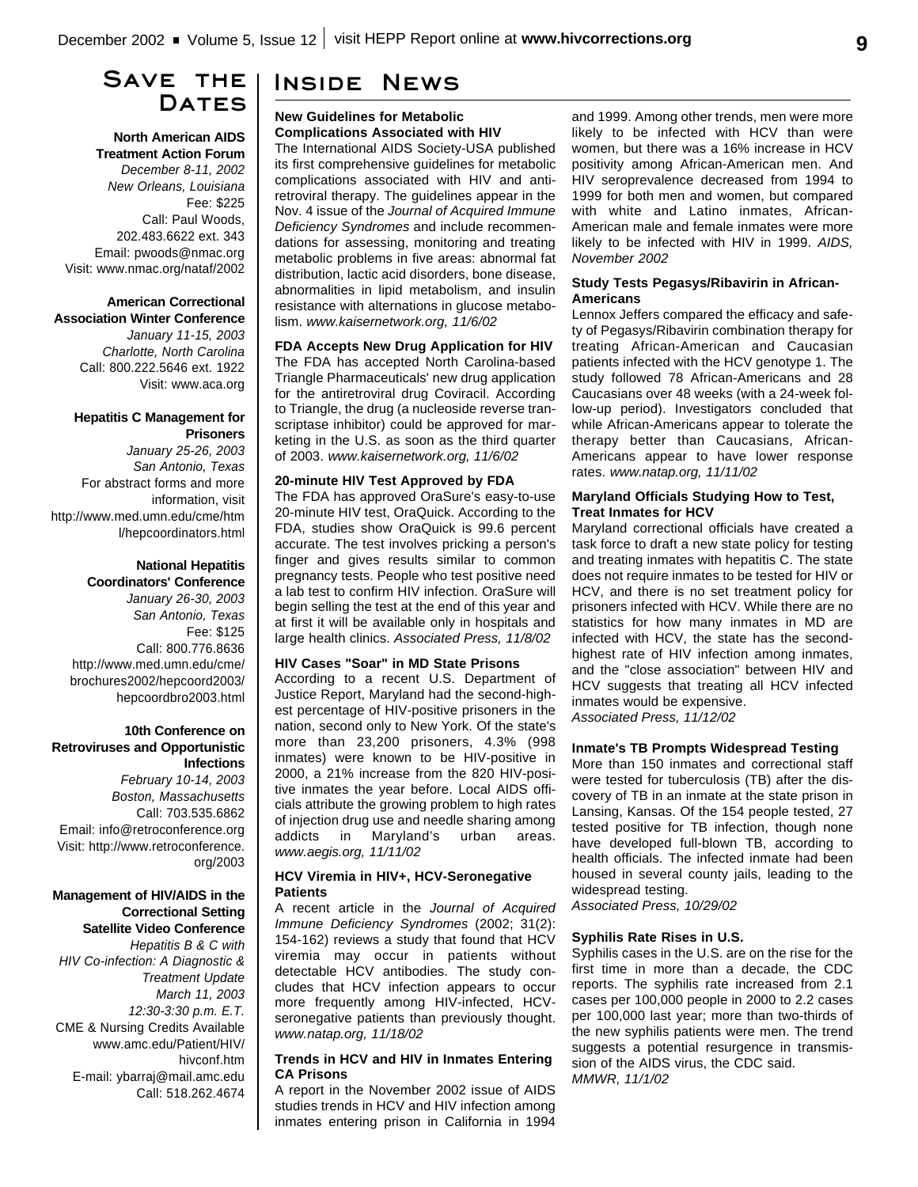# Save the Dates

**North American AIDS Treatment Action Forum**
*December 8-11, 2002*
*New Orleans, Louisiana*
Fee: $225
Call: Paul Woods, 202.483.6622 ext. 343
Email: pwoods@nmac.org
Visit: www.nmac.org/nataf/2002

**American Correctional Association Winter Conference**
*January 11-15, 2003*
*Charlotte, North Carolina*
Call: 800.222.5646 ext. 1922
Visit: www.aca.org

**Hepatitis C Management for Prisoners**
*January 25-26, 2003*
*San Antonio, Texas*
For abstract forms and more information, visit http://www.med.umn.edu/cme/html/hepcoordinators.html

**National Hepatitis Coordinators' Conference**
*January 26-30, 2003*
*San Antonio, Texas*
Fee: $125
Call: 800.776.8636
http://www.med.umn.edu/cme/brochures2002/hepcoord2003/hepcoordbro2003.html

**10th Conference on Retroviruses and Opportunistic Infections**
*February 10-14, 2003*
*Boston, Massachusetts*
Call: 703.535.6862
Email: info@retroconference.org
Visit: http://www.retroconference.org/2003

**Management of HIV/AIDS in the Correctional Setting Satellite Video Conference**
*Hepatitis B & C with HIV Co-infection: A Diagnostic & Treatment Update*
*March 11, 2003*
*12:30-3:30 p.m. E.T.*
CME & Nursing Credits Available
www.amc.edu/Patient/HIV/hivconf.htm
E-mail: ybarraj@mail.amc.edu
Call: 518.262.4674

# Inside News

### New Guidelines for Metabolic Complications Associated with HIV

The International AIDS Society-USA published its first comprehensive guidelines for metabolic complications associated with HIV and antiretroviral therapy. The guidelines appear in the Nov. 4 issue of the *Journal of Acquired Immune Deficiency Syndromes* and include recommendations for assessing, monitoring and treating metabolic problems in five areas: abnormal fat distribution, lactic acid disorders, bone disease, abnormalities in lipid metabolism, and insulin resistance with alternations in glucose metabolism. *www.kaisernetwork.org, 11/6/02*

### FDA Accepts New Drug Application for HIV

The FDA has accepted North Carolina-based Triangle Pharmaceuticals' new drug application for the antiretroviral drug Coviracil. According to Triangle, the drug (a nucleoside reverse transcriptase inhibitor) could be approved for marketing in the U.S. as soon as the third quarter of 2003. *www.kaisernetwork.org, 11/6/02*

### 20-minute HIV Test Approved by FDA

The FDA has approved OraSure's easy-to-use 20-minute HIV test, OraQuick. According to the FDA, studies show OraQuick is 99.6 percent accurate. The test involves pricking a person's finger and gives results similar to common pregnancy tests. People who test positive need a lab test to confirm HIV infection. OraSure will begin selling the test at the end of this year and at first it will be available only in hospitals and large health clinics. *Associated Press, 11/8/02*

### HIV Cases "Soar" in MD State Prisons

According to a recent U.S. Department of Justice Report, Maryland had the second-highest percentage of HIV-positive prisoners in the nation, second only to New York. Of the state's more than 23,200 prisoners, 4.3% (998 inmates) were known to be HIV-positive in 2000, a 21% increase from the 820 HIV-positive inmates the year before. Local AIDS officials attribute the growing problem to high rates of injection drug use and needle sharing among addicts in Maryland's urban areas. *www.aegis.org, 11/11/02*

### HCV Viremia in HIV+, HCV-Seronegative Patients

A recent article in the *Journal of Acquired Immune Deficiency Syndromes* (2002; 31(2): 154-162) reviews a study that found that HCV viremia may occur in patients without detectable HCV antibodies. The study concludes that HCV infection appears to occur more frequently among HIV-infected, HCV-seronegative patients than previously thought. *www.natap.org, 11/18/02*

### Trends in HCV and HIV in Inmates Entering CA Prisons

A report in the November 2002 issue of AIDS studies trends in HCV and HIV infection among inmates entering prison in California in 1994 and 1999. Among other trends, men were more likely to be infected with HCV than were women, but there was a 16% increase in HCV positivity among African-American men. And HIV seroprevalence decreased from 1994 to 1999 for both men and women, but compared with white and Latino inmates, African-American male and female inmates were more likely to be infected with HIV in 1999. *AIDS, November 2002*

### Study Tests Pegasys/Ribavirin in African-Americans

Lennox Jeffers compared the efficacy and safety of Pegasys/Ribavirin combination therapy for treating African-American and Caucasian patients infected with the HCV genotype 1. The study followed 78 African-Americans and 28 Caucasians over 48 weeks (with a 24-week follow-up period). Investigators concluded that while African-Americans appear to tolerate the therapy better than Caucasians, African-Americans appear to have lower response rates. *www.natap.org, 11/11/02*

### Maryland Officials Studying How to Test, Treat Inmates for HCV

Maryland correctional officials have created a task force to draft a new state policy for testing and treating inmates with hepatitis C. The state does not require inmates to be tested for HIV or HCV, and there is no set treatment policy for prisoners infected with HCV. While there are no statistics for how many inmates in MD are infected with HCV, the state has the second-highest rate of HIV infection among inmates, and the "close association" between HIV and HCV suggests that treating all HCV infected inmates would be expensive.
*Associated Press, 11/12/02*

### Inmate's TB Prompts Widespread Testing

More than 150 inmates and correctional staff were tested for tuberculosis (TB) after the discovery of TB in an inmate at the state prison in Lansing, Kansas. Of the 154 people tested, 27 tested positive for TB infection, though none have developed full-blown TB, according to health officials. The infected inmate had been housed in several county jails, leading to the widespread testing.
*Associated Press, 10/29/02*

### Syphilis Rate Rises in U.S.

Syphilis cases in the U.S. are on the rise for the first time in more than a decade, the CDC reports. The syphilis rate increased from 2.1 cases per 100,000 people in 2000 to 2.2 cases per 100,000 last year; more than two-thirds of the new syphilis patients were men. The trend suggests a potential resurgence in transmission of the AIDS virus, the CDC said.
*MMWR, 11/1/02*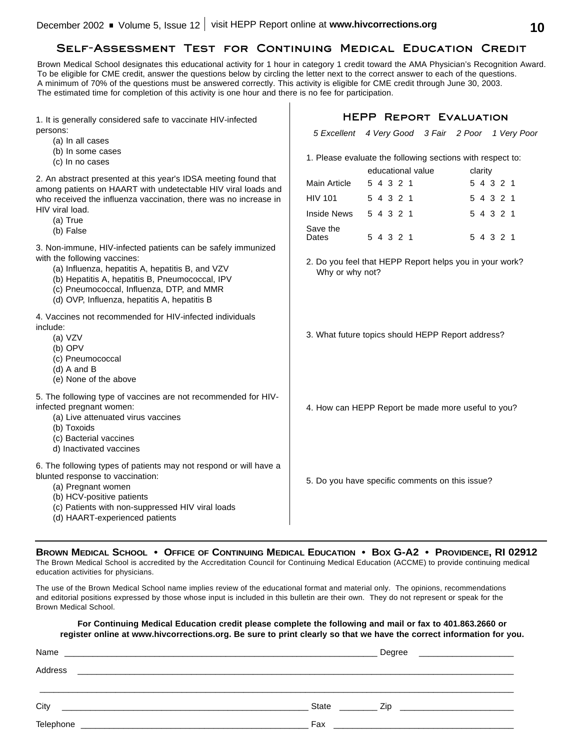## Self-Assessment Test for Continuing Medical Education Credit

Brown Medical School designates this educational activity for 1 hour in category 1 credit toward the AMA Physician's Recognition Award. To be eligible for CME credit, answer the questions below by circling the letter next to the correct answer to each of the questions. A minimum of 70% of the questions must be answered correctly. This activity is eligible for CME credit through June 30, 2003. The estimated time for completion of this activity is one hour and there is no fee for participation.

1. It is generally considered safe to vaccinate HIV-infected persons:
   - (a) In all cases
   - (b) In some cases
   - (c) In no cases

2. An abstract presented at this year's IDSA meeting found that among patients on HAART with undetectable HIV viral loads and who received the influenza vaccination, there was no increase in HIV viral load.
   - (a) True
   - (b) False

3. Non-immune, HIV-infected patients can be safely immunized with the following vaccines:
   - (a) Influenza, hepatitis A, hepatitis B, and VZV
   - (b) Hepatitis A, hepatitis B, Pneumococcal, IPV
   - (c) Pneumococcal, Influenza, DTP, and MMR
   - (d) OVP, Influenza, hepatitis A, hepatitis B

4. Vaccines not recommended for HIV-infected individuals include:
   - (a) VZV
   - (b) OPV
   - (c) Pneumococcal
   - (d) A and B
   - (e) None of the above

5. The following type of vaccines are not recommended for HIV-infected pregnant women:
   - (a) Live attenuated virus vaccines
   - (b) Toxoids
   - (c) Bacterial vaccines
   - d) Inactivated vaccines

6. The following types of patients may not respond or will have a blunted response to vaccination:
   - (a) Pregnant women
   - (b) HCV-positive patients
   - (c) Patients with non-suppressed HIV viral loads
   - (d) HAART-experienced patients

## HEPP Report Evaluation

*5 Excellent 4 Very Good 3 Fair 2 Poor 1 Very Poor*

1. Please evaluate the following sections with respect to:

| | educational value | clarity |
|---|---|---|
| Main Article | 5 4 3 2 1 | 5 4 3 2 1 |
| HIV 101 | 5 4 3 2 1 | 5 4 3 2 1 |
| Inside News | 5 4 3 2 1 | 5 4 3 2 1 |
| Save the Dates | 5 4 3 2 1 | 5 4 3 2 1 |

2. Do you feel that HEPP Report helps you in your work? Why or why not?

3. What future topics should HEPP Report address?

4. How can HEPP Report be made more useful to you?

5. Do you have specific comments on this issue?

---

**Brown Medical School • Office of Continuing Medical Education • Box G-A2 • Providence, RI 02912**

The Brown Medical School is accredited by the Accreditation Council for Continuing Medical Education (ACCME) to provide continuing medical education activities for physicians.

The use of the Brown Medical School name implies review of the educational format and material only. The opinions, recommendations and editorial positions expressed by those whose input is included in this bulletin are their own. They do not represent or speak for the Brown Medical School.

**For Continuing Medical Education credit please complete the following and mail or fax to 401.863.2660 or register online at www.hivcorrections.org. Be sure to print clearly so that we have the correct information for you.**

Name ______________________________ Degree ______________

Address ______________________________

______________________________

City ______________________________ State ________ Zip ______________

Telephone ______________________________ Fax ______________________________